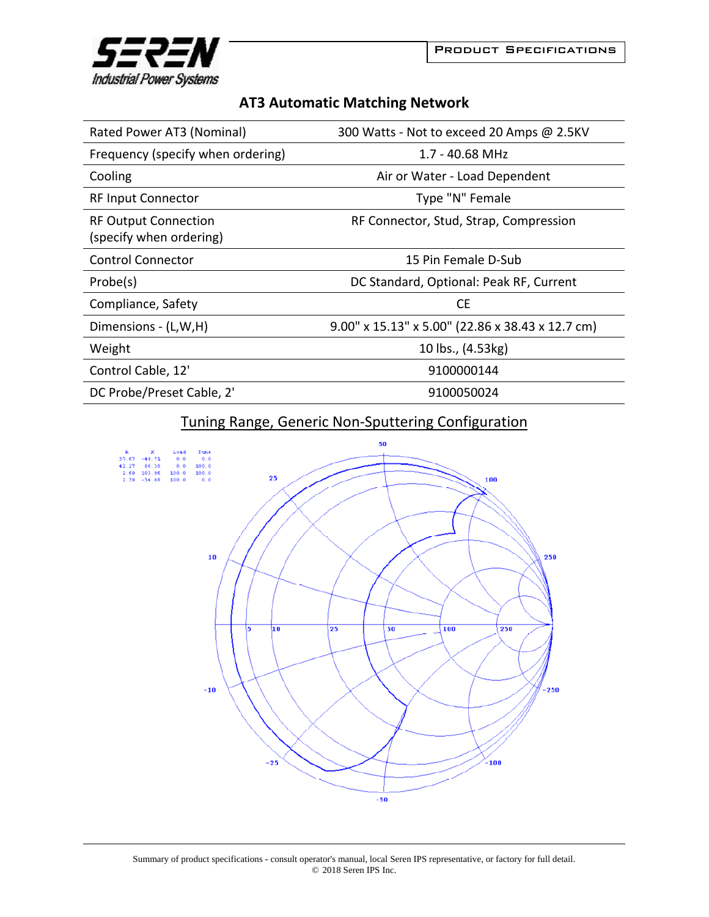# AT3 Automatic Matching Network

| Rated Power AT3 (Nominal) | 300 Watts - Not to exceed 20 Amps @ 2.5KV |
|---|---|
| Frequency (specify when ordering) | 1.7 - 40.68 MHz |
| Cooling | Air or Water - Load Dependent |
| RF Input Connector | Type "N" Female |
| RF Output Connection (specify when ordering) | RF Connector, Stud, Strap, Compression |
| Control Connector | 15 Pin Female D-Sub |
| Probe(s) | DC Standard, Optional: Peak RF, Current |
| Compliance, Safety | CE |
| Dimensions - (L,W,H) | 9.00" x 15.13" x 5.00" (22.86 x 38.43 x 12.7 cm) |
| Weight | 10 lbs., (4.53kg) |
| Control Cable, 12' | 9100000144 |
| DC Probe/Preset Cable, 2' | 9100050024 |

## Tuning Range, Generic Non-Sputtering Configuration

| R | X | Load | Tune |
|---|---|---|---|
| 37.67 | -49.71 | 0.0 | 0.0 |
| 42.27 | 86.38 | 0.0 | 100.0 |
| 2.69 | 103.96 | 100.0 | 100.0 |
| 2.39 | -34.08 | 100.0 | 0.0 |

Summary of product specifications - consult operator's manual, local Seren IPS representative, or factory for full detail.
© 2018 Seren IPS Inc.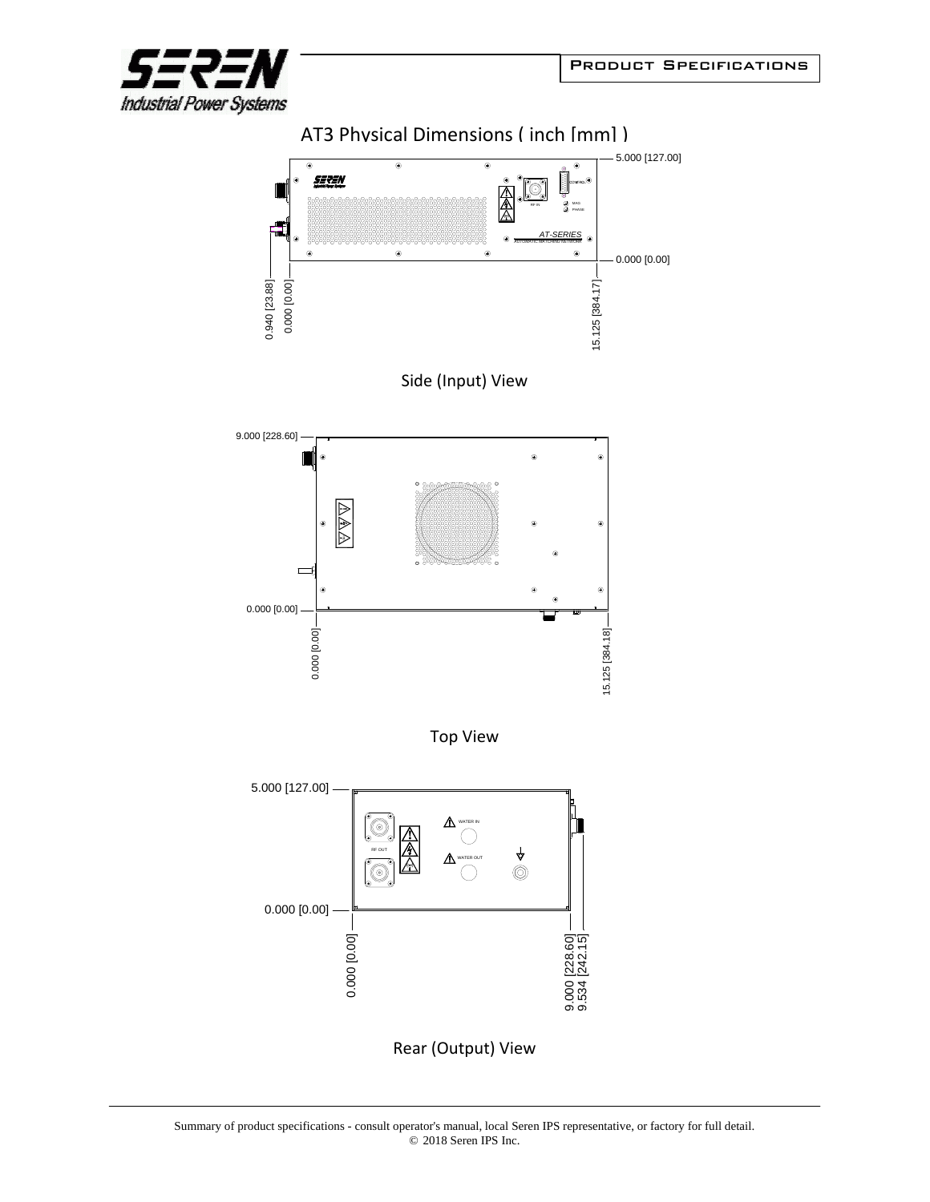## AT3 Physical Dimensions ( inch [mm] )

5.000 [127.00]

0.000 [0.00]

0.940 [23.88]

0.000 [0.00]

15.125 [384.17]

Side (Input) View

9.000 [228.60]

0.000 [0.00]

0.000 [0.00]

15.125 [384.18]

Top View

5.000 [127.00]

0.000 [0.00]

0.000 [0.00]

9.000 [228.60]

9.534 [242.15]

Rear (Output) View

Summary of product specifications - consult operator's manual, local Seren IPS representative, or factory for full detail.
© 2018 Seren IPS Inc.